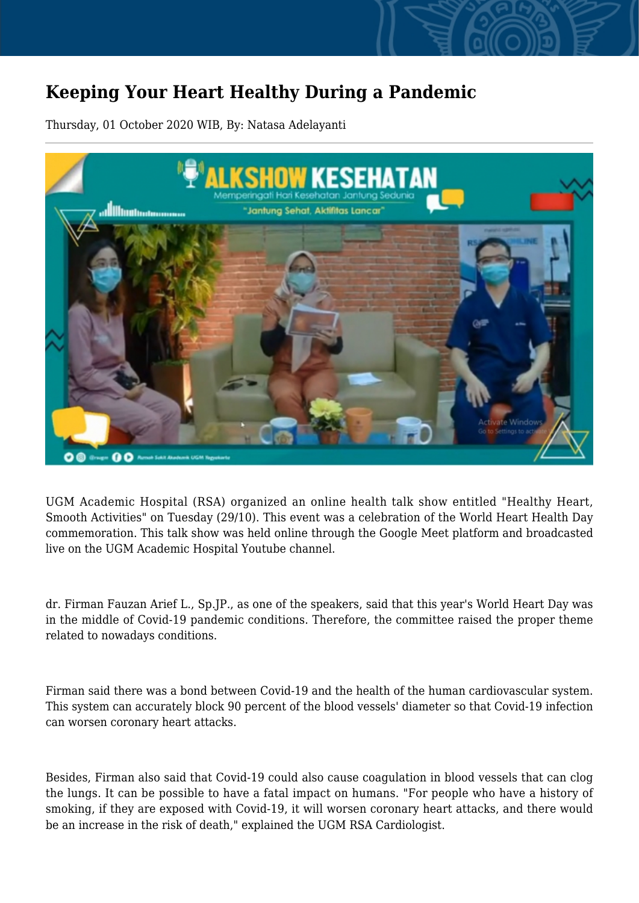# Keeping Your Heart Healthy During a Pandemic

Thursday, 01 October 2020 WIB, By: Natasa Adelayanti

UGM Academic Hospital (RSA) organized an online health talk show entitled "Healthy Heart, Smooth Activities" on Tuesday (29/10). This event was a celebration of the World Heart Health Day commemoration. This talk show was held online through the Google Meet platform and broadcasted live on the UGM Academic Hospital Youtube channel.

dr. Firman Fauzan Arief L., Sp.JP., as one of the speakers, said that this year's World Heart Day was in the middle of Covid-19 pandemic conditions. Therefore, the committee raised the proper theme related to nowadays conditions.

Firman said there was a bond between Covid-19 and the health of the human cardiovascular system. This system can accurately block 90 percent of the blood vessels' diameter so that Covid-19 infection can worsen coronary heart attacks.

Besides, Firman also said that Covid-19 could also cause coagulation in blood vessels that can clog the lungs. It can be possible to have a fatal impact on humans. "For people who have a history of smoking, if they are exposed with Covid-19, it will worsen coronary heart attacks, and there would be an increase in the risk of death," explained the UGM RSA Cardiologist.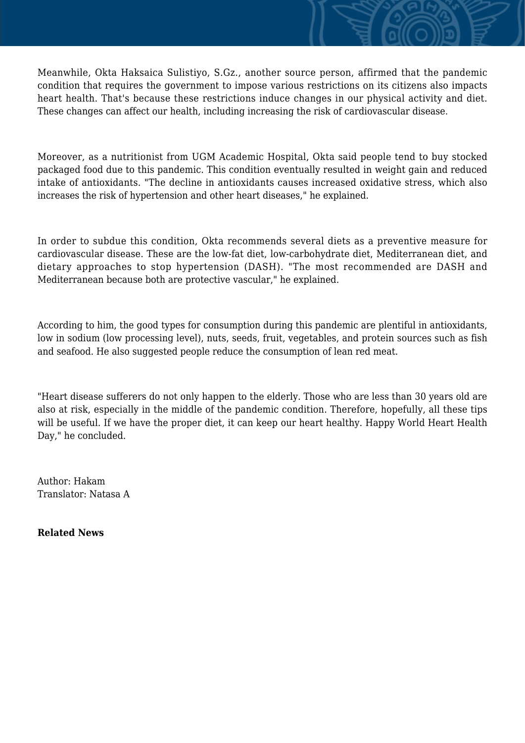Meanwhile, Okta Haksaica Sulistiyo, S.Gz., another source person, affirmed that the pandemic condition that requires the government to impose various restrictions on its citizens also impacts heart health. That's because these restrictions induce changes in our physical activity and diet. These changes can affect our health, including increasing the risk of cardiovascular disease.

Moreover, as a nutritionist from UGM Academic Hospital, Okta said people tend to buy stocked packaged food due to this pandemic. This condition eventually resulted in weight gain and reduced intake of antioxidants. "The decline in antioxidants causes increased oxidative stress, which also increases the risk of hypertension and other heart diseases," he explained.

In order to subdue this condition, Okta recommends several diets as a preventive measure for cardiovascular disease. These are the low-fat diet, low-carbohydrate diet, Mediterranean diet, and dietary approaches to stop hypertension (DASH). "The most recommended are DASH and Mediterranean because both are protective vascular," he explained.

According to him, the good types for consumption during this pandemic are plentiful in antioxidants, low in sodium (low processing level), nuts, seeds, fruit, vegetables, and protein sources such as fish and seafood. He also suggested people reduce the consumption of lean red meat.

"Heart disease sufferers do not only happen to the elderly. Those who are less than 30 years old are also at risk, especially in the middle of the pandemic condition. Therefore, hopefully, all these tips will be useful. If we have the proper diet, it can keep our heart healthy. Happy World Heart Health Day," he concluded.

Author: Hakam
Translator: Natasa A

**Related News**